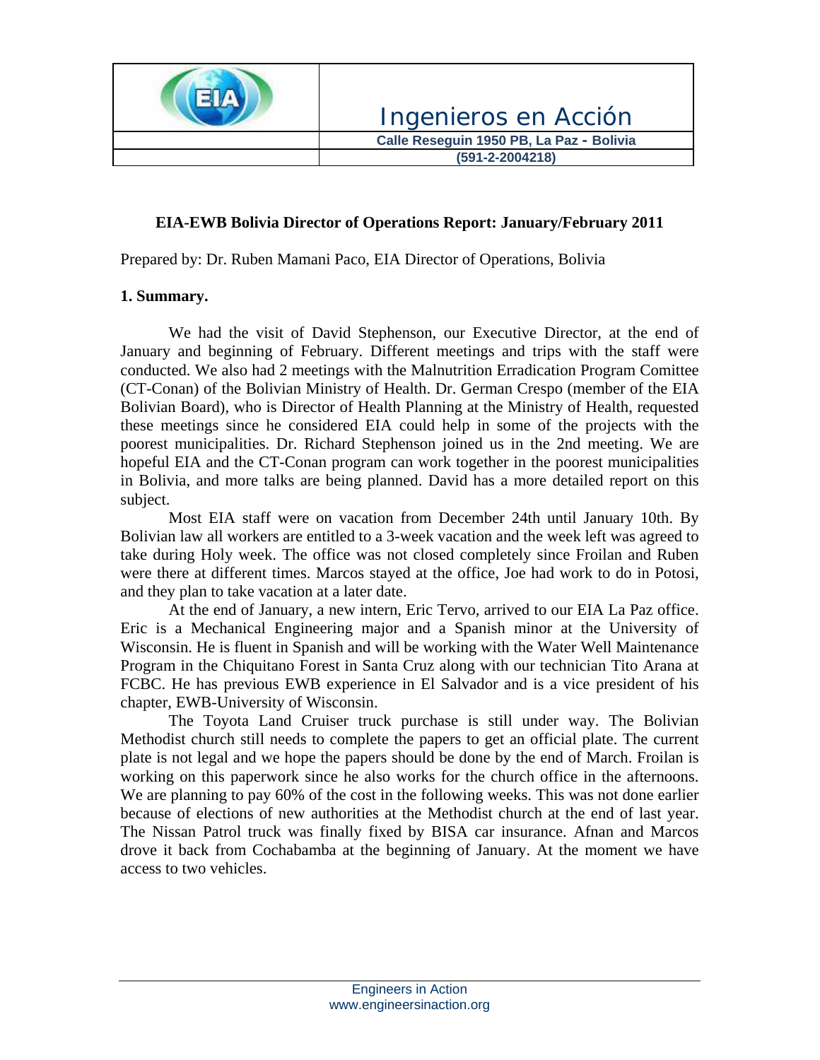| | Ingenieros en Acción |
|---|---|
| | Calle Reseguin 1950 PB, La Paz - Bolivia |
| | (591-2-2004218) |

**EIA-EWB Bolivia Director of Operations Report: January/February 2011**

Prepared by: Dr. Ruben Mamani Paco, EIA Director of Operations, Bolivia

**1. Summary.**

We had the visit of David Stephenson, our Executive Director, at the end of January and beginning of February. Different meetings and trips with the staff were conducted. We also had 2 meetings with the Malnutrition Erradication Program Comittee (CT-Conan) of the Bolivian Ministry of Health. Dr. German Crespo (member of the EIA Bolivian Board), who is Director of Health Planning at the Ministry of Health, requested these meetings since he considered EIA could help in some of the projects with the poorest municipalities. Dr. Richard Stephenson joined us in the 2nd meeting. We are hopeful EIA and the CT-Conan program can work together in the poorest municipalities in Bolivia, and more talks are being planned. David has a more detailed report on this subject.

Most EIA staff were on vacation from December 24th until January 10th. By Bolivian law all workers are entitled to a 3-week vacation and the week left was agreed to take during Holy week. The office was not closed completely since Froilan and Ruben were there at different times. Marcos stayed at the office, Joe had work to do in Potosi, and they plan to take vacation at a later date.

At the end of January, a new intern, Eric Tervo, arrived to our EIA La Paz office. Eric is a Mechanical Engineering major and a Spanish minor at the University of Wisconsin. He is fluent in Spanish and will be working with the Water Well Maintenance Program in the Chiquitano Forest in Santa Cruz along with our technician Tito Arana at FCBC. He has previous EWB experience in El Salvador and is a vice president of his chapter, EWB-University of Wisconsin.

The Toyota Land Cruiser truck purchase is still under way. The Bolivian Methodist church still needs to complete the papers to get an official plate. The current plate is not legal and we hope the papers should be done by the end of March. Froilan is working on this paperwork since he also works for the church office in the afternoons. We are planning to pay 60% of the cost in the following weeks. This was not done earlier because of elections of new authorities at the Methodist church at the end of last year. The Nissan Patrol truck was finally fixed by BISA car insurance. Afnan and Marcos drove it back from Cochabamba at the beginning of January. At the moment we have access to two vehicles.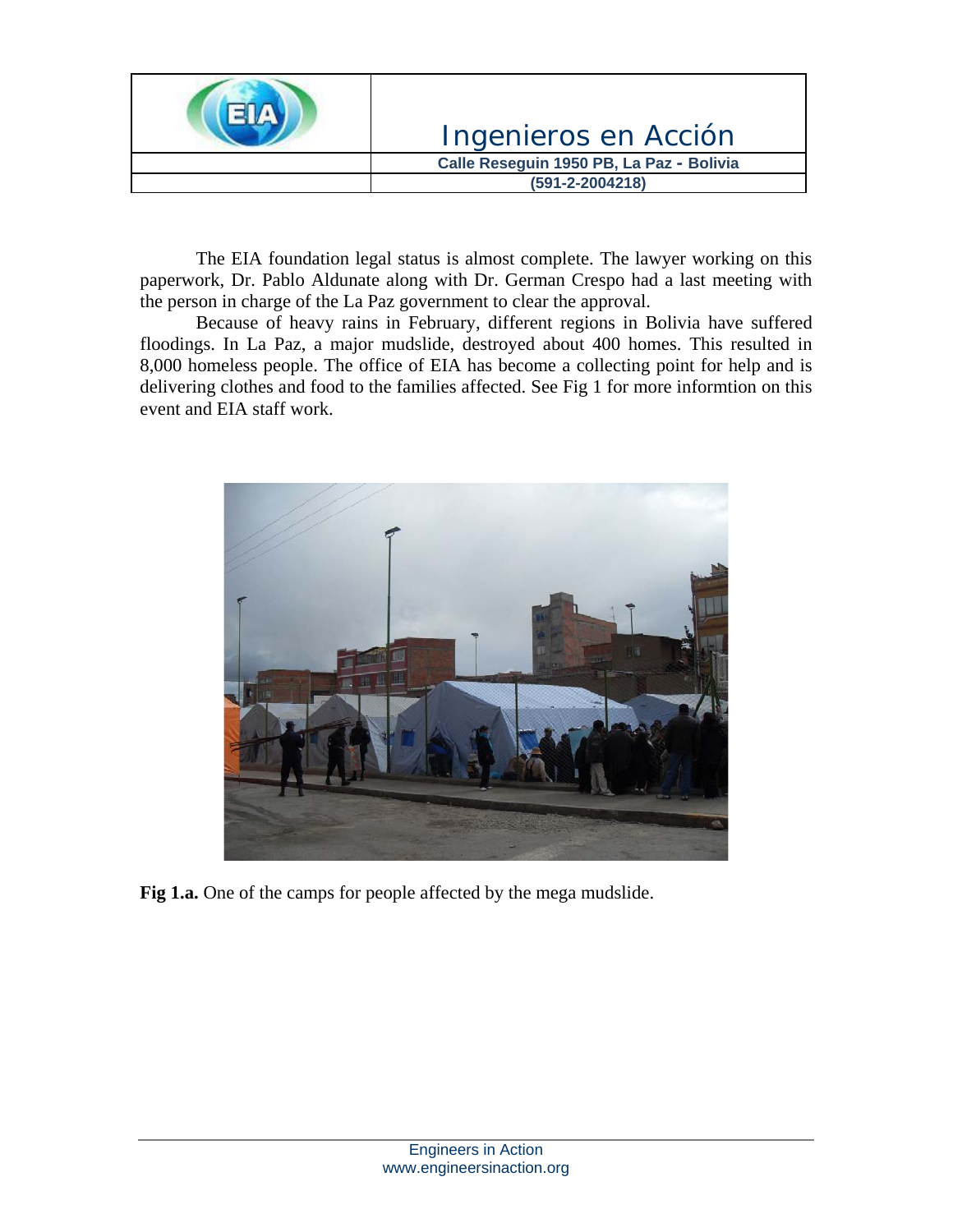The EIA foundation legal status is almost complete. The lawyer working on this paperwork, Dr. Pablo Aldunate along with Dr. German Crespo had a last meeting with the person in charge of the La Paz government to clear the approval.

Because of heavy rains in February, different regions in Bolivia have suffered floodings. In La Paz, a major mudslide, destroyed about 400 homes. This resulted in 8,000 homeless people. The office of EIA has become a collecting point for help and is delivering clothes and food to the families affected. See Fig 1 for more informtion on this event and EIA staff work.

**Fig 1.a.** One of the camps for people affected by the mega mudslide.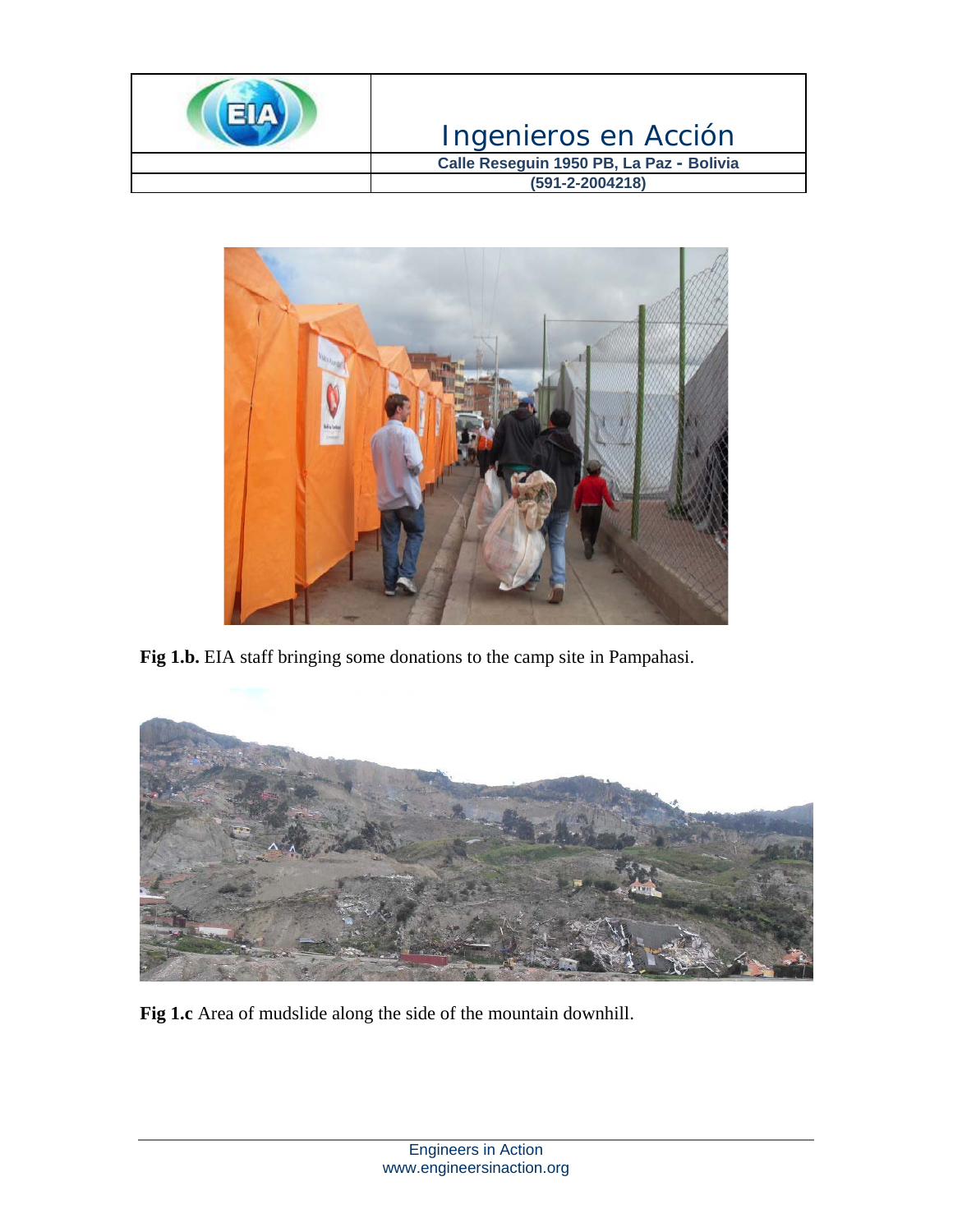**Fig 1.b.** EIA staff bringing some donations to the camp site in Pampahasi.

**Fig 1.c** Area of mudslide along the side of the mountain downhill.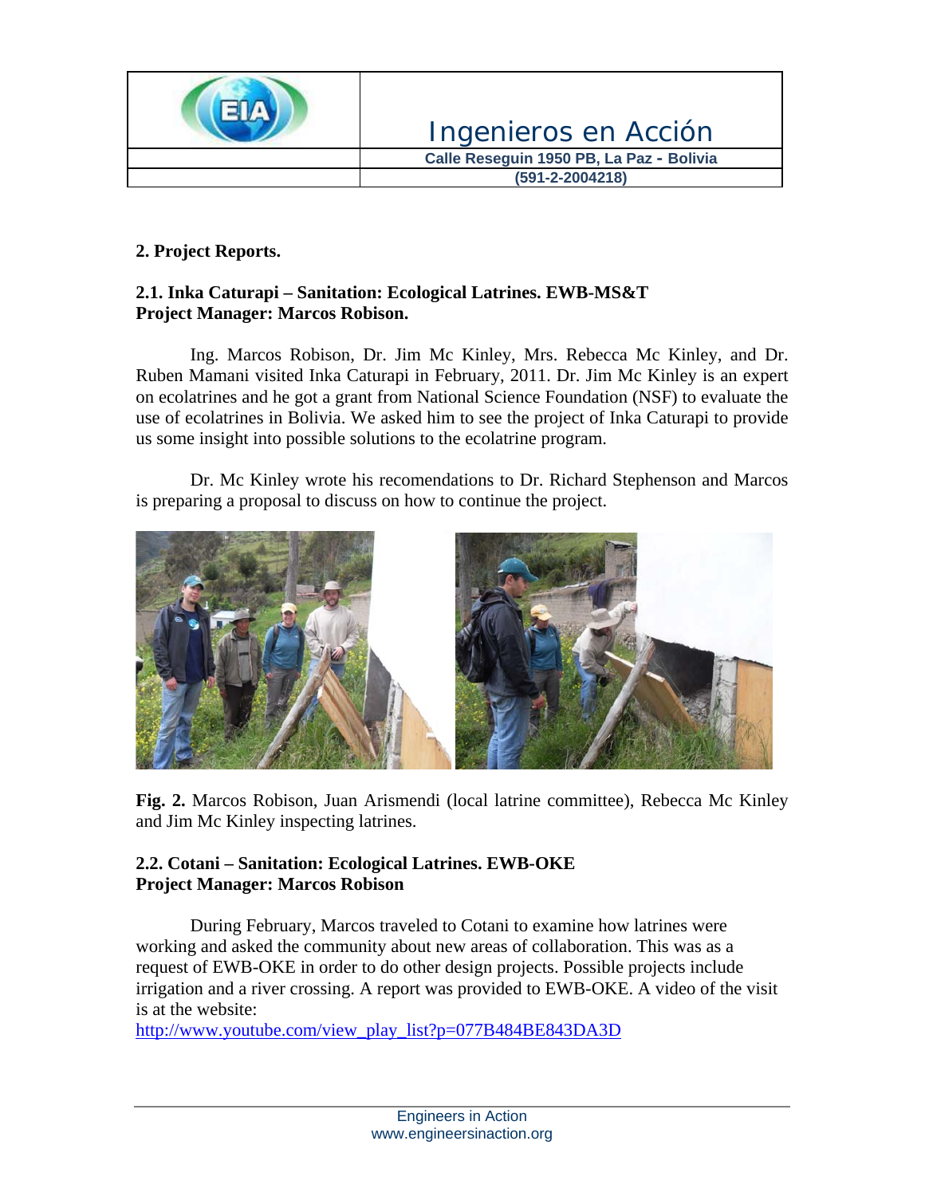## 2. Project Reports.

### 2.1. Inka Caturapi – Sanitation: Ecological Latrines. EWB-MS&T
**Project Manager: Marcos Robison.**

Ing. Marcos Robison, Dr. Jim Mc Kinley, Mrs. Rebecca Mc Kinley, and Dr. Ruben Mamani visited Inka Caturapi in February, 2011. Dr. Jim Mc Kinley is an expert on ecolatrines and he got a grant from National Science Foundation (NSF) to evaluate the use of ecolatrines in Bolivia. We asked him to see the project of Inka Caturapi to provide us some insight into possible solutions to the ecolatrine program.

Dr. Mc Kinley wrote his recomendations to Dr. Richard Stephenson and Marcos is preparing a proposal to discuss on how to continue the project.

**Fig. 2.** Marcos Robison, Juan Arismendi (local latrine committee), Rebecca Mc Kinley and Jim Mc Kinley inspecting latrines.

### 2.2. Cotani – Sanitation: Ecological Latrines. EWB-OKE
**Project Manager: Marcos Robison**

During February, Marcos traveled to Cotani to examine how latrines were working and asked the community about new areas of collaboration. This was as a request of EWB-OKE in order to do other design projects. Possible projects include irrigation and a river crossing. A report was provided to EWB-OKE. A video of the visit is at the website:
http://www.youtube.com/view_play_list?p=077B484BE843DA3D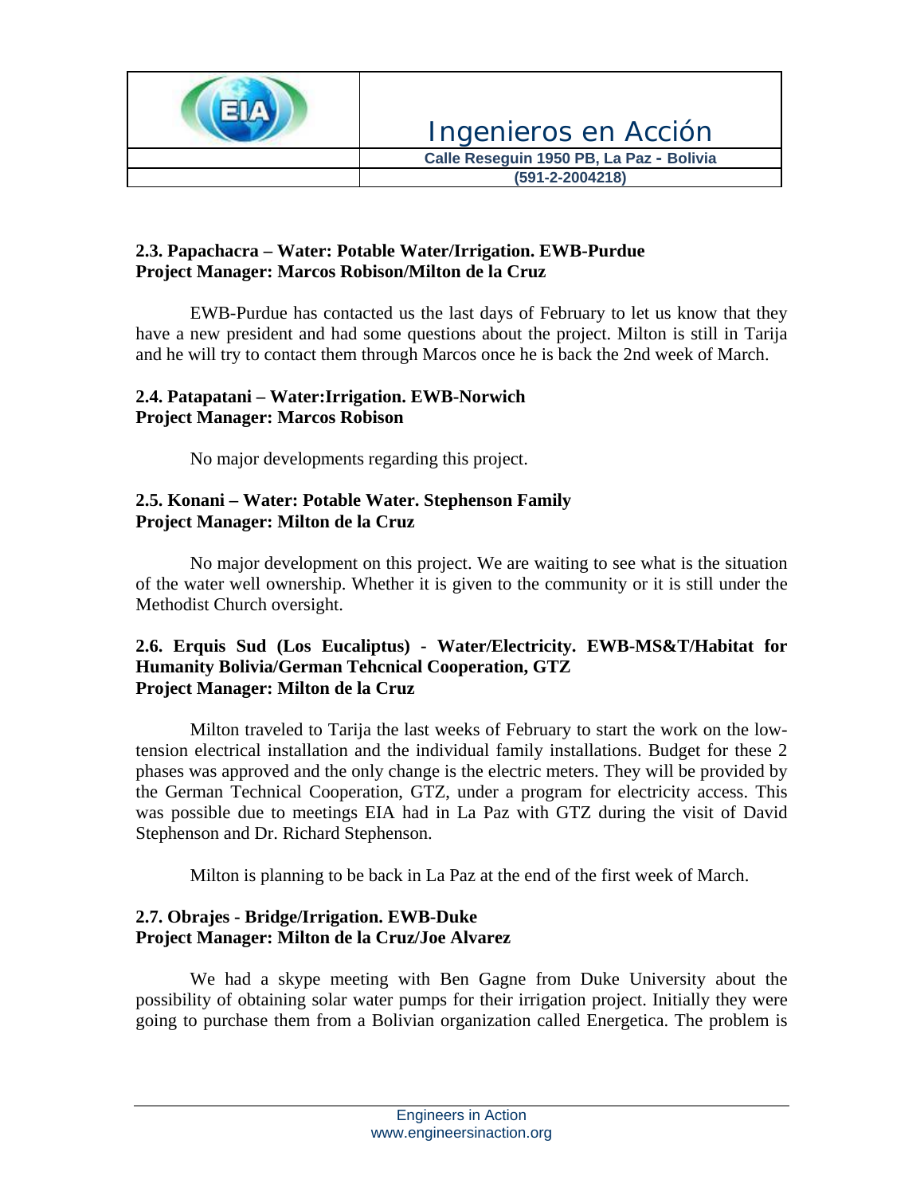**2.3. Papachacra – Water: Potable Water/Irrigation. EWB-Purdue**
**Project Manager: Marcos Robison/Milton de la Cruz**

EWB-Purdue has contacted us the last days of February to let us know that they have a new president and had some questions about the project. Milton is still in Tarija and he will try to contact them through Marcos once he is back the 2nd week of March.

**2.4. Patapatani – Water:Irrigation. EWB-Norwich**
**Project Manager: Marcos Robison**

No major developments regarding this project.

**2.5. Konani – Water: Potable Water. Stephenson Family**
**Project Manager: Milton de la Cruz**

No major development on this project. We are waiting to see what is the situation of the water well ownership. Whether it is given to the community or it is still under the Methodist Church oversight.

**2.6. Erquis Sud (Los Eucaliptus) - Water/Electricity. EWB-MS&T/Habitat for Humanity Bolivia/German Tehcnical Cooperation, GTZ**
**Project Manager: Milton de la Cruz**

Milton traveled to Tarija the last weeks of February to start the work on the low-tension electrical installation and the individual family installations. Budget for these 2 phases was approved and the only change is the electric meters. They will be provided by the German Technical Cooperation, GTZ, under a program for electricity access. This was possible due to meetings EIA had in La Paz with GTZ during the visit of David Stephenson and Dr. Richard Stephenson.

Milton is planning to be back in La Paz at the end of the first week of March.

**2.7. Obrajes - Bridge/Irrigation. EWB-Duke**
**Project Manager: Milton de la Cruz/Joe Alvarez**

We had a skype meeting with Ben Gagne from Duke University about the possibility of obtaining solar water pumps for their irrigation project. Initially they were going to purchase them from a Bolivian organization called Energetica. The problem is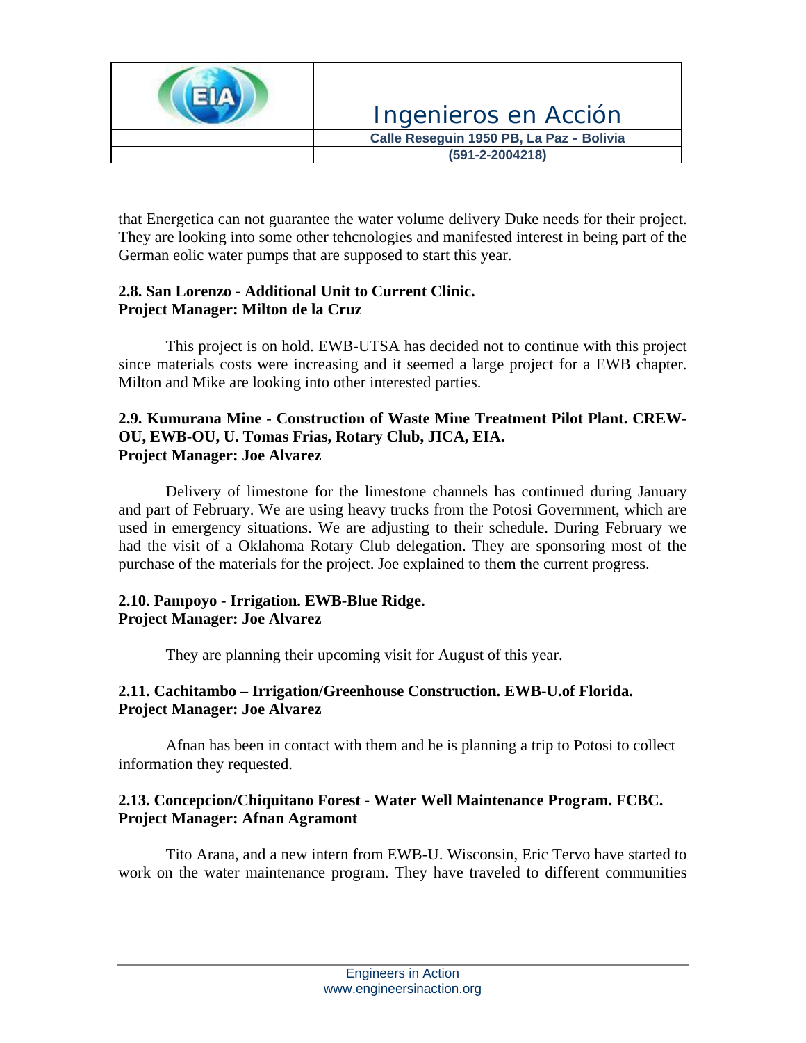that Energetica can not guarantee the water volume delivery Duke needs for their project. They are looking into some other tehcnologies and manifested interest in being part of the German eolic water pumps that are supposed to start this year.

**2.8. San Lorenzo - Additional Unit to Current Clinic.**
**Project Manager: Milton de la Cruz**

This project is on hold. EWB-UTSA has decided not to continue with this project since materials costs were increasing and it seemed a large project for a EWB chapter. Milton and Mike are looking into other interested parties.

**2.9. Kumurana Mine - Construction of Waste Mine Treatment Pilot Plant. CREW-OU, EWB-OU, U. Tomas Frias, Rotary Club, JICA, EIA.**
**Project Manager: Joe Alvarez**

Delivery of limestone for the limestone channels has continued during January and part of February. We are using heavy trucks from the Potosi Government, which are used in emergency situations. We are adjusting to their schedule. During February we had the visit of a Oklahoma Rotary Club delegation. They are sponsoring most of the purchase of the materials for the project. Joe explained to them the current progress.

**2.10. Pampoyo - Irrigation. EWB-Blue Ridge.**
**Project Manager: Joe Alvarez**

They are planning their upcoming visit for August of this year.

**2.11. Cachitambo – Irrigation/Greenhouse Construction. EWB-U.of Florida.**
**Project Manager: Joe Alvarez**

Afnan has been in contact with them and he is planning a trip to Potosi to collect information they requested.

**2.13. Concepcion/Chiquitano Forest - Water Well Maintenance Program. FCBC.**
**Project Manager: Afnan Agramont**

Tito Arana, and a new intern from EWB-U. Wisconsin, Eric Tervo have started to work on the water maintenance program. They have traveled to different communities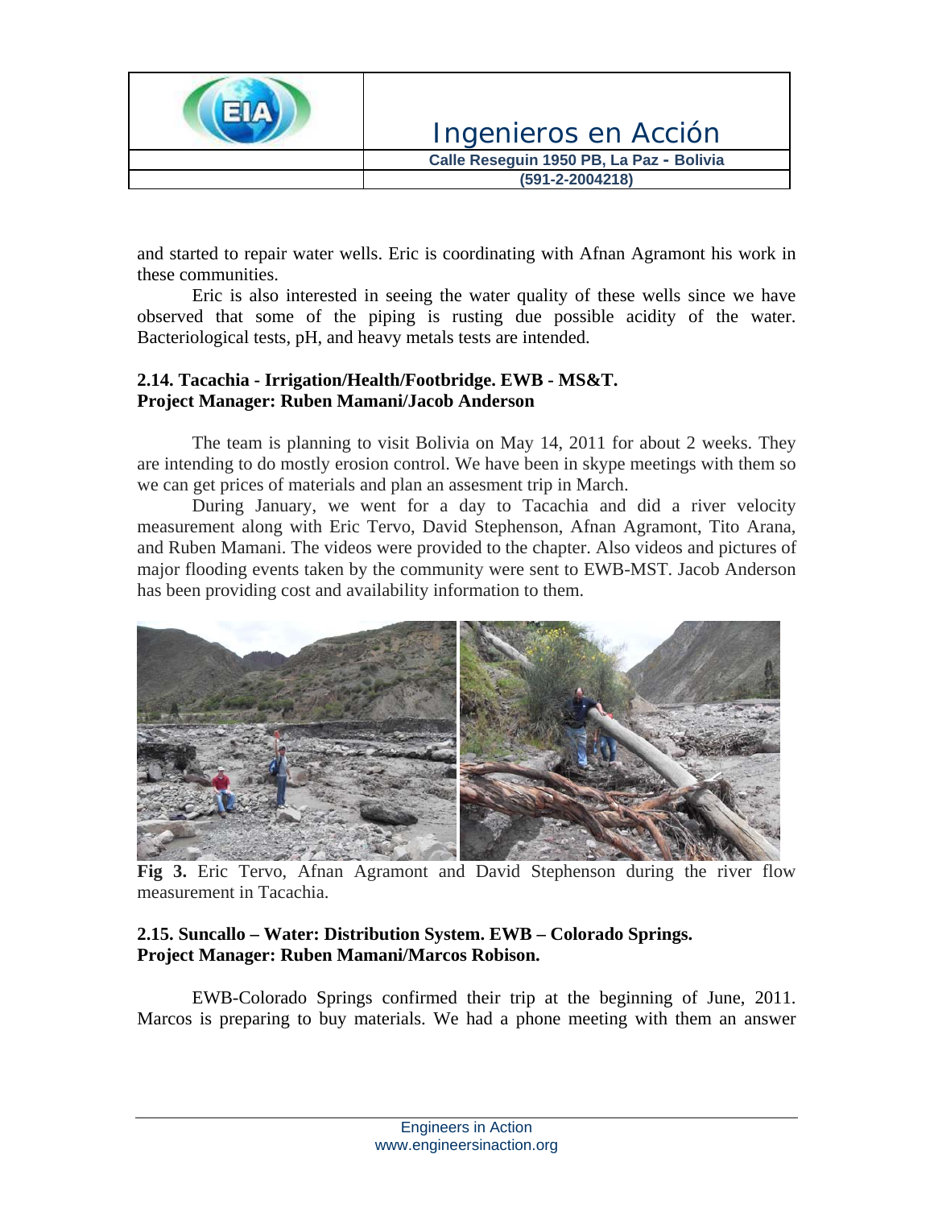and started to repair water wells. Eric is coordinating with Afnan Agramont his work in these communities.

Eric is also interested in seeing the water quality of these wells since we have observed that some of the piping is rusting due possible acidity of the water. Bacteriological tests, pH, and heavy metals tests are intended.

**2.14. Tacachia - Irrigation/Health/Footbridge. EWB - MS&T.**
**Project Manager: Ruben Mamani/Jacob Anderson**

The team is planning to visit Bolivia on May 14, 2011 for about 2 weeks. They are intending to do mostly erosion control. We have been in skype meetings with them so we can get prices of materials and plan an assesment trip in March.

During January, we went for a day to Tacachia and did a river velocity measurement along with Eric Tervo, David Stephenson, Afnan Agramont, Tito Arana, and Ruben Mamani. The videos were provided to the chapter. Also videos and pictures of major flooding events taken by the community were sent to EWB-MST. Jacob Anderson has been providing cost and availability information to them.

**Fig 3.** Eric Tervo, Afnan Agramont and David Stephenson during the river flow measurement in Tacachia.

**2.15. Suncallo – Water: Distribution System. EWB – Colorado Springs.**
**Project Manager: Ruben Mamani/Marcos Robison.**

EWB-Colorado Springs confirmed their trip at the beginning of June, 2011. Marcos is preparing to buy materials. We had a phone meeting with them an answer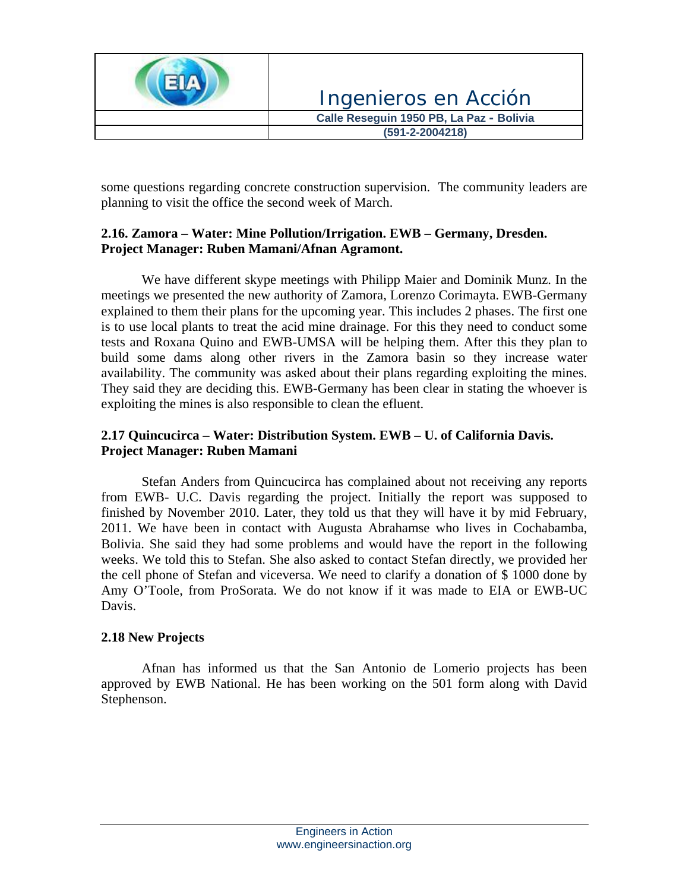some questions regarding concrete construction supervision. The community leaders are planning to visit the office the second week of March.

**2.16. Zamora – Water: Mine Pollution/Irrigation. EWB – Germany, Dresden. Project Manager: Ruben Mamani/Afnan Agramont.**

We have different skype meetings with Philipp Maier and Dominik Munz. In the meetings we presented the new authority of Zamora, Lorenzo Corimayta. EWB-Germany explained to them their plans for the upcoming year. This includes 2 phases. The first one is to use local plants to treat the acid mine drainage. For this they need to conduct some tests and Roxana Quino and EWB-UMSA will be helping them. After this they plan to build some dams along other rivers in the Zamora basin so they increase water availability. The community was asked about their plans regarding exploiting the mines. They said they are deciding this. EWB-Germany has been clear in stating the whoever is exploiting the mines is also responsible to clean the efluent.

**2.17 Quincucirca – Water: Distribution System. EWB – U. of California Davis. Project Manager: Ruben Mamani**

Stefan Anders from Quincucirca has complained about not receiving any reports from EWB- U.C. Davis regarding the project. Initially the report was supposed to finished by November 2010. Later, they told us that they will have it by mid February, 2011. We have been in contact with Augusta Abrahamse who lives in Cochabamba, Bolivia. She said they had some problems and would have the report in the following weeks. We told this to Stefan. She also asked to contact Stefan directly, we provided her the cell phone of Stefan and viceversa. We need to clarify a donation of $ 1000 done by Amy O'Toole, from ProSorata. We do not know if it was made to EIA or EWB-UC Davis.

**2.18 New Projects**

Afnan has informed us that the San Antonio de Lomerio projects has been approved by EWB National. He has been working on the 501 form along with David Stephenson.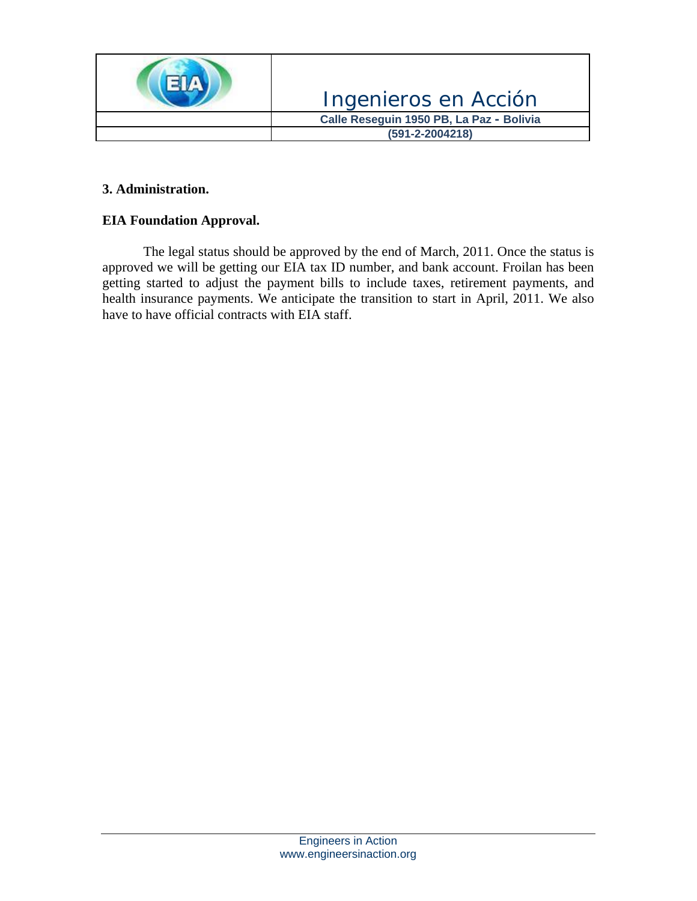## 3. Administration.

### EIA Foundation Approval.

The legal status should be approved by the end of March, 2011. Once the status is approved we will be getting our EIA tax ID number, and bank account. Froilan has been getting started to adjust the payment bills to include taxes, retirement payments, and health insurance payments. We anticipate the transition to start in April, 2011. We also have to have official contracts with EIA staff.